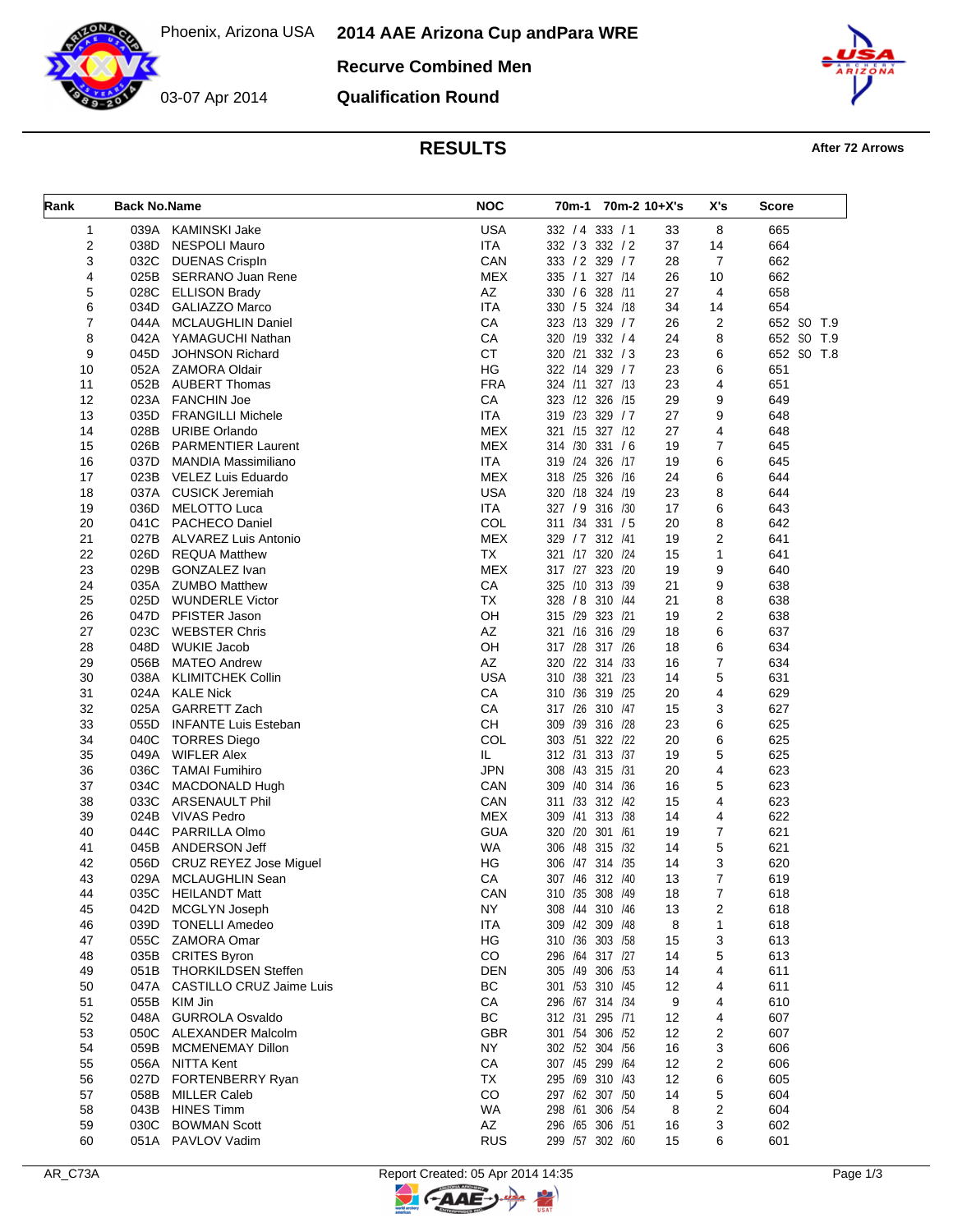Phoenix, Arizona USA

03-07 Apr 2014

# 2014 AAE Arizona Cup andPara WRE

## Recurve Combined Men

## Qualification Round

## RESULTS

**After 72 Arrows**

| Rank | Back No. | Name | NOC | 70m-1 | 70m-2 | 10+X's | X's | Score |
|---|---|---|---|---|---|---|---|---|
| 1 | 039A | KAMINSKI Jake | USA | 332 / 4 | 333 / 1 | 33 | 8 | 665 |
| 2 | 038D | NESPOLI Mauro | ITA | 332 / 3 | 332 / 2 | 37 | 14 | 664 |
| 3 | 032C | DUENAS Crispln | CAN | 333 / 2 | 329 / 7 | 28 | 7 | 662 |
| 4 | 025B | SERRANO Juan Rene | MEX | 335 / 1 | 327 /14 | 26 | 10 | 662 |
| 5 | 028C | ELLISON Brady | AZ | 330 / 6 | 328 /11 | 27 | 4 | 658 |
| 6 | 034D | GALIAZZO Marco | ITA | 330 / 5 | 324 /18 | 34 | 14 | 654 |
| 7 | 044A | MCLAUGHLIN Daniel | CA | 323 /13 | 329 / 7 | 26 | 2 | 652 SO T.9 |
| 8 | 042A | YAMAGUCHI Nathan | CA | 320 /19 | 332 / 4 | 24 | 8 | 652 SO T.9 |
| 9 | 045D | JOHNSON Richard | CT | 320 /21 | 332 / 3 | 23 | 6 | 652 SO T.8 |
| 10 | 052A | ZAMORA Oldair | HG | 322 /14 | 329 / 7 | 23 | 6 | 651 |
| 11 | 052B | AUBERT Thomas | FRA | 324 /11 | 327 /13 | 23 | 4 | 651 |
| 12 | 023A | FANCHIN Joe | CA | 323 /12 | 326 /15 | 29 | 9 | 649 |
| 13 | 035D | FRANGILLI Michele | ITA | 319 /23 | 329 / 7 | 27 | 9 | 648 |
| 14 | 028B | URIBE Orlando | MEX | 321 /15 | 327 /12 | 27 | 4 | 648 |
| 15 | 026B | PARMENTIER Laurent | MEX | 314 /30 | 331 / 6 | 19 | 7 | 645 |
| 16 | 037D | MANDIA Massimiliano | ITA | 319 /24 | 326 /17 | 19 | 6 | 645 |
| 17 | 023B | VELEZ Luis Eduardo | MEX | 318 /25 | 326 /16 | 24 | 6 | 644 |
| 18 | 037A | CUSICK Jeremiah | USA | 320 /18 | 324 /19 | 23 | 8 | 644 |
| 19 | 036D | MELOTTO Luca | ITA | 327 / 9 | 316 /30 | 17 | 6 | 643 |
| 20 | 041C | PACHECO Daniel | COL | 311 /34 | 331 / 5 | 20 | 8 | 642 |
| 21 | 027B | ALVAREZ Luis Antonio | MEX | 329 / 7 | 312 /41 | 19 | 2 | 641 |
| 22 | 026D | REQUA Matthew | TX | 321 /17 | 320 /24 | 15 | 1 | 641 |
| 23 | 029B | GONZALEZ Ivan | MEX | 317 /27 | 323 /20 | 19 | 9 | 640 |
| 24 | 035A | ZUMBO Matthew | CA | 325 /10 | 313 /39 | 21 | 9 | 638 |
| 25 | 025D | WUNDERLE Victor | TX | 328 / 8 | 310 /44 | 21 | 8 | 638 |
| 26 | 047D | PFISTER Jason | OH | 315 /29 | 323 /21 | 19 | 2 | 638 |
| 27 | 023C | WEBSTER Chris | AZ | 321 /16 | 316 /29 | 18 | 6 | 637 |
| 28 | 048D | WUKIE Jacob | OH | 317 /28 | 317 /26 | 18 | 6 | 634 |
| 29 | 056B | MATEO Andrew | AZ | 320 /22 | 314 /33 | 16 | 7 | 634 |
| 30 | 038A | KLIMITCHEK Collin | USA | 310 /38 | 321 /23 | 14 | 5 | 631 |
| 31 | 024A | KALE Nick | CA | 310 /36 | 319 /25 | 20 | 4 | 629 |
| 32 | 025A | GARRETT Zach | CA | 317 /26 | 310 /47 | 15 | 3 | 627 |
| 33 | 055D | INFANTE Luis Esteban | CH | 309 /39 | 316 /28 | 23 | 6 | 625 |
| 34 | 040C | TORRES Diego | COL | 303 /51 | 322 /22 | 20 | 6 | 625 |
| 35 | 049A | WIFLER Alex | IL | 312 /31 | 313 /37 | 19 | 5 | 625 |
| 36 | 036C | TAMAI Fumihiro | JPN | 308 /43 | 315 /31 | 20 | 4 | 623 |
| 37 | 034C | MACDONALD Hugh | CAN | 309 /40 | 314 /36 | 16 | 5 | 623 |
| 38 | 033C | ARSENAULT Phil | CAN | 311 /33 | 312 /42 | 15 | 4 | 623 |
| 39 | 024B | VIVAS Pedro | MEX | 309 /41 | 313 /38 | 14 | 4 | 622 |
| 40 | 044C | PARRILLA Olmo | GUA | 320 /20 | 301 /61 | 19 | 7 | 621 |
| 41 | 045B | ANDERSON Jeff | WA | 306 /48 | 315 /32 | 14 | 5 | 621 |
| 42 | 056D | CRUZ REYEZ Jose Miguel | HG | 306 /47 | 314 /35 | 14 | 3 | 620 |
| 43 | 029A | MCLAUGHLIN Sean | CA | 307 /46 | 312 /40 | 13 | 7 | 619 |
| 44 | 035C | HEILANDT Matt | CAN | 310 /35 | 308 /49 | 18 | 7 | 618 |
| 45 | 042D | MCGLYN Joseph | NY | 308 /44 | 310 /46 | 13 | 2 | 618 |
| 46 | 039D | TONELLI Amedeo | ITA | 309 /42 | 309 /48 | 8 | 1 | 618 |
| 47 | 055C | ZAMORA Omar | HG | 310 /36 | 303 /58 | 15 | 3 | 613 |
| 48 | 035B | CRITES Byron | CO | 296 /64 | 317 /27 | 14 | 5 | 613 |
| 49 | 051B | THORKILDSEN Steffen | DEN | 305 /49 | 306 /53 | 14 | 4 | 611 |
| 50 | 047A | CASTILLO CRUZ Jaime Luis | BC | 301 /53 | 310 /45 | 12 | 4 | 611 |
| 51 | 055B | KIM Jin | CA | 296 /67 | 314 /34 | 9 | 4 | 610 |
| 52 | 048A | GURROLA Osvaldo | BC | 312 /31 | 295 /71 | 12 | 4 | 607 |
| 53 | 050C | ALEXANDER Malcolm | GBR | 301 /54 | 306 /52 | 12 | 2 | 607 |
| 54 | 059B | MCMENEMAY Dillon | NY | 302 /52 | 304 /56 | 16 | 3 | 606 |
| 55 | 056A | NITTA Kent | CA | 307 /45 | 299 /64 | 12 | 2 | 606 |
| 56 | 027D | FORTENBERRY Ryan | TX | 295 /69 | 310 /43 | 12 | 6 | 605 |
| 57 | 058B | MILLER Caleb | CO | 297 /62 | 307 /50 | 14 | 5 | 604 |
| 58 | 043B | HINES Timm | WA | 298 /61 | 306 /54 | 8 | 2 | 604 |
| 59 | 030C | BOWMAN Scott | AZ | 296 /65 | 306 /51 | 16 | 3 | 602 |
| 60 | 051A | PAVLOV Vadim | RUS | 299 /57 | 302 /60 | 15 | 6 | 601 |

AR_C73A

Report Created: 05 Apr 2014 14:35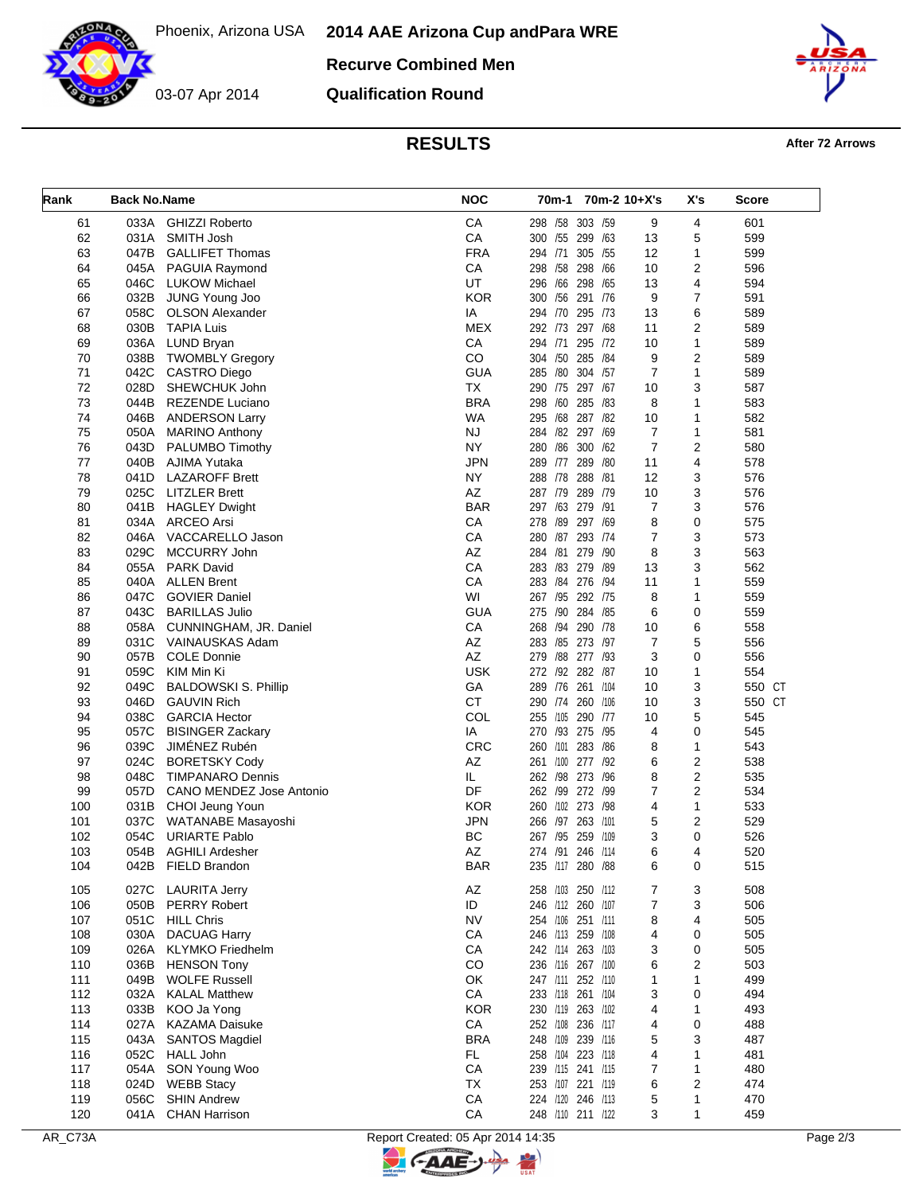# 2014 AAE Arizona Cup andPara WRE

Phoenix, Arizona USA

03-07 Apr 2014

## Recurve Combined Men

## Qualification Round

## RESULTS

After 72 Arrows

| Rank | Back No. | Name | NOC | 70m-1 | 70m-2 | 10+X's | X's | Score |
|---|---|---|---|---|---|---|---|---|
| 61 | 033A | GHIZZI Roberto | CA | 298 /58 | 303 /59 | 9 | 4 | 601 |
| 62 | 031A | SMITH Josh | CA | 300 /55 | 299 /63 | 13 | 5 | 599 |
| 63 | 047B | GALLIFET Thomas | FRA | 294 /71 | 305 /55 | 12 | 1 | 599 |
| 64 | 045A | PAGUIA Raymond | CA | 298 /58 | 298 /66 | 10 | 2 | 596 |
| 65 | 046C | LUKOW Michael | UT | 296 /66 | 298 /65 | 13 | 4 | 594 |
| 66 | 032B | JUNG Young Joo | KOR | 300 /56 | 291 /76 | 9 | 7 | 591 |
| 67 | 058C | OLSON Alexander | IA | 294 /70 | 295 /73 | 13 | 6 | 589 |
| 68 | 030B | TAPIA Luis | MEX | 292 /73 | 297 /68 | 11 | 2 | 589 |
| 69 | 036A | LUND Bryan | CA | 294 /71 | 295 /72 | 10 | 1 | 589 |
| 70 | 038B | TWOMBLY Gregory | CO | 304 /50 | 285 /84 | 9 | 2 | 589 |
| 71 | 042C | CASTRO Diego | GUA | 285 /80 | 304 /57 | 7 | 1 | 589 |
| 72 | 028D | SHEWCHUK John | TX | 290 /75 | 297 /67 | 10 | 3 | 587 |
| 73 | 044B | REZENDE Luciano | BRA | 298 /60 | 285 /83 | 8 | 1 | 583 |
| 74 | 046B | ANDERSON Larry | WA | 295 /68 | 287 /82 | 10 | 1 | 582 |
| 75 | 050A | MARINO Anthony | NJ | 284 /82 | 297 /69 | 7 | 1 | 581 |
| 76 | 043D | PALUMBO Timothy | NY | 280 /86 | 300 /62 | 7 | 2 | 580 |
| 77 | 040B | AJIMA Yutaka | JPN | 289 /77 | 289 /80 | 11 | 4 | 578 |
| 78 | 041D | LAZAROFF Brett | NY | 288 /78 | 288 /81 | 12 | 3 | 576 |
| 79 | 025C | LITZLER Brett | AZ | 287 /79 | 289 /79 | 10 | 3 | 576 |
| 80 | 041B | HAGLEY Dwight | BAR | 297 /63 | 279 /91 | 7 | 3 | 576 |
| 81 | 034A | ARCEO Arsi | CA | 278 /89 | 297 /69 | 8 | 0 | 575 |
| 82 | 046A | VACCARELLO Jason | CA | 280 /87 | 293 /74 | 7 | 3 | 573 |
| 83 | 029C | MCCURRY John | AZ | 284 /81 | 279 /90 | 8 | 3 | 563 |
| 84 | 055A | PARK David | CA | 283 /83 | 279 /89 | 13 | 3 | 562 |
| 85 | 040A | ALLEN Brent | CA | 283 /84 | 276 /94 | 11 | 1 | 559 |
| 86 | 047C | GOVIER Daniel | WI | 267 /95 | 292 /75 | 8 | 1 | 559 |
| 87 | 043C | BARILLAS Julio | GUA | 275 /90 | 284 /85 | 6 | 0 | 559 |
| 88 | 058A | CUNNINGHAM, JR. Daniel | CA | 268 /94 | 290 /78 | 10 | 6 | 558 |
| 89 | 031C | VAINAUSKAS Adam | AZ | 283 /85 | 273 /97 | 7 | 5 | 556 |
| 90 | 057B | COLE Donnie | AZ | 279 /88 | 277 /93 | 3 | 0 | 556 |
| 91 | 059C | KIM Min Ki | USK | 272 /92 | 282 /87 | 10 | 1 | 554 |
| 92 | 049C | BALDOWSKI S. Phillip | GA | 289 /76 | 261 /104 | 10 | 3 | 550 CT |
| 93 | 046D | GAUVIN Rich | CT | 290 /74 | 260 /106 | 10 | 3 | 550 CT |
| 94 | 038C | GARCIA Hector | COL | 255 /105 | 290 /77 | 10 | 5 | 545 |
| 95 | 057C | BISINGER Zackary | IA | 270 /93 | 275 /95 | 4 | 0 | 545 |
| 96 | 039C | JIMÉNEZ Rubén | CRC | 260 /101 | 283 /86 | 8 | 1 | 543 |
| 97 | 024C | BORETSKY Cody | AZ | 261 /100 | 277 /92 | 6 | 2 | 538 |
| 98 | 048C | TIMPANARO Dennis | IL | 262 /98 | 273 /96 | 8 | 2 | 535 |
| 99 | 057D | CANO MENDEZ Jose Antonio | DF | 262 /99 | 272 /99 | 7 | 2 | 534 |
| 100 | 031B | CHOI Jeung Youn | KOR | 260 /102 | 273 /98 | 4 | 1 | 533 |
| 101 | 037C | WATANABE Masayoshi | JPN | 266 /97 | 263 /101 | 5 | 2 | 529 |
| 102 | 054C | URIARTE Pablo | BC | 267 /95 | 259 /109 | 3 | 0 | 526 |
| 103 | 054B | AGHILI Ardesher | AZ | 274 /91 | 246 /114 | 6 | 4 | 520 |
| 104 | 042B | FIELD Brandon | BAR | 235 /117 | 280 /88 | 6 | 0 | 515 |
| 105 | 027C | LAURITA Jerry | AZ | 258 /103 | 250 /112 | 7 | 3 | 508 |
| 106 | 050B | PERRY Robert | ID | 246 /112 | 260 /107 | 7 | 3 | 506 |
| 107 | 051C | HILL Chris | NV | 254 /106 | 251 /111 | 8 | 4 | 505 |
| 108 | 030A | DACUAG Harry | CA | 246 /113 | 259 /108 | 4 | 0 | 505 |
| 109 | 026A | KLYMKO Friedhelm | CA | 242 /114 | 263 /103 | 3 | 0 | 505 |
| 110 | 036B | HENSON Tony | CO | 236 /116 | 267 /100 | 6 | 2 | 503 |
| 111 | 049B | WOLFE Russell | OK | 247 /111 | 252 /110 | 1 | 1 | 499 |
| 112 | 032A | KALAL Matthew | CA | 233 /118 | 261 /104 | 3 | 0 | 494 |
| 113 | 033B | KOO Ja Yong | KOR | 230 /119 | 263 /102 | 4 | 1 | 493 |
| 114 | 027A | KAZAMA Daisuke | CA | 252 /108 | 236 /117 | 4 | 0 | 488 |
| 115 | 043A | SANTOS Magdiel | BRA | 248 /109 | 239 /116 | 5 | 3 | 487 |
| 116 | 052C | HALL John | FL | 258 /104 | 223 /118 | 4 | 1 | 481 |
| 117 | 054A | SON Young Woo | CA | 239 /115 | 241 /115 | 7 | 1 | 480 |
| 118 | 024D | WEBB Stacy | TX | 253 /107 | 221 /119 | 6 | 2 | 474 |
| 119 | 056C | SHIN Andrew | CA | 224 /120 | 246 /113 | 5 | 1 | 470 |
| 120 | 041A | CHAN Harrison | CA | 248 /110 | 211 /122 | 3 | 1 | 459 |

AR_C73A — Report Created: 05 Apr 2014 14:35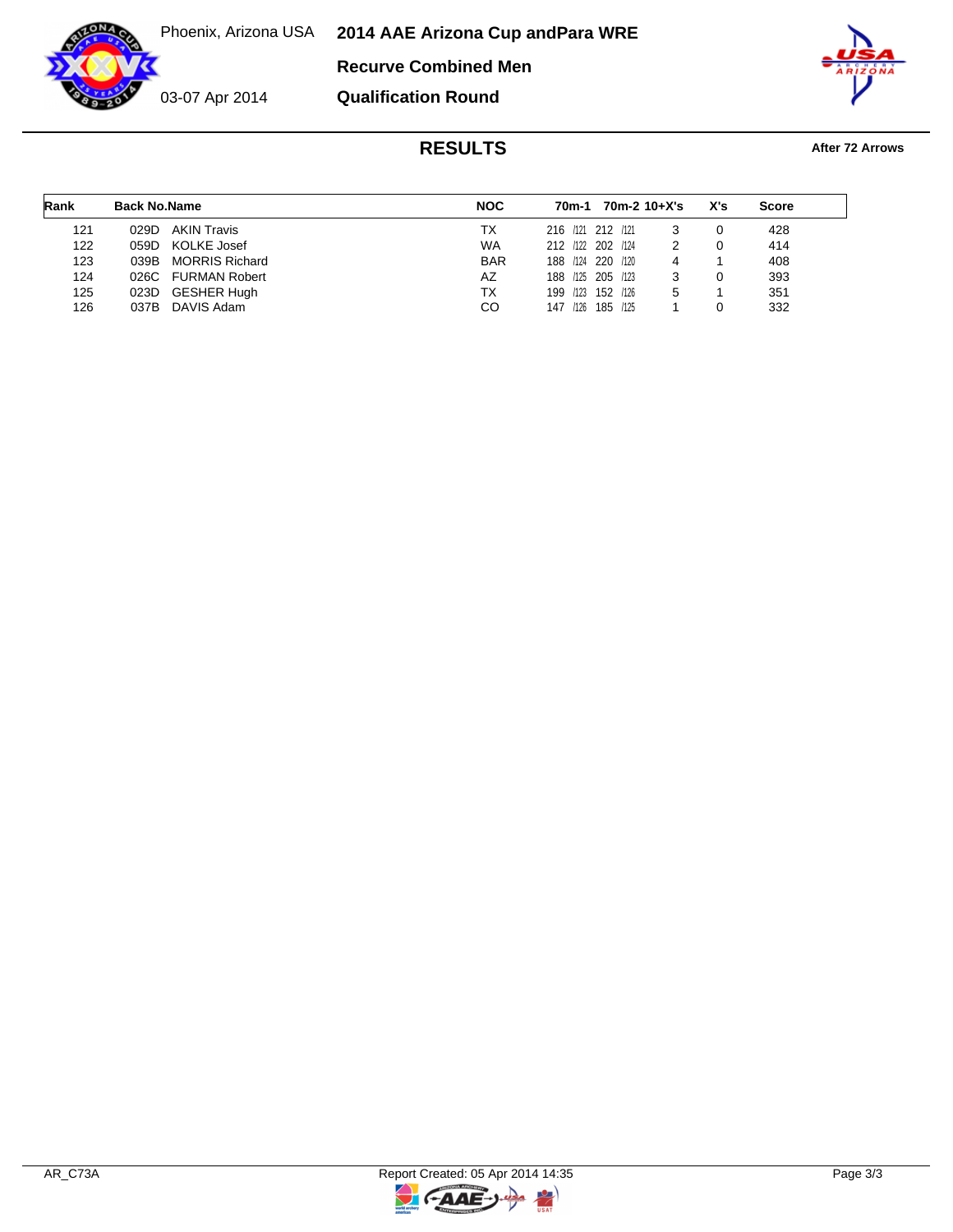Phoenix, Arizona USA

03-07 Apr 2014

# 2014 AAE Arizona Cup andPara WRE

## Recurve Combined Men

## Qualification Round

### RESULTS

**After 72 Arrows**

| Rank | Back No. | Name | NOC | 70m-1 | | 70m-2 | | 10+X's | X's | Score |
|---|---|---|---|---|---|---|---|---|---|---|
| 121 | 029D | AKIN Travis | TX | 216 | /121 | 212 | /121 | 3 | 0 | 428 |
| 122 | 059D | KOLKE Josef | WA | 212 | /122 | 202 | /124 | 2 | 0 | 414 |
| 123 | 039B | MORRIS Richard | BAR | 188 | /124 | 220 | /120 | 4 | 1 | 408 |
| 124 | 026C | FURMAN Robert | AZ | 188 | /125 | 205 | /123 | 3 | 0 | 393 |
| 125 | 023D | GESHER Hugh | TX | 199 | /123 | 152 | /126 | 5 | 1 | 351 |
| 126 | 037B | DAVIS Adam | CO | 147 | /126 | 185 | /125 | 1 | 0 | 332 |

AR_C73A

Report Created: 05 Apr 2014 14:35